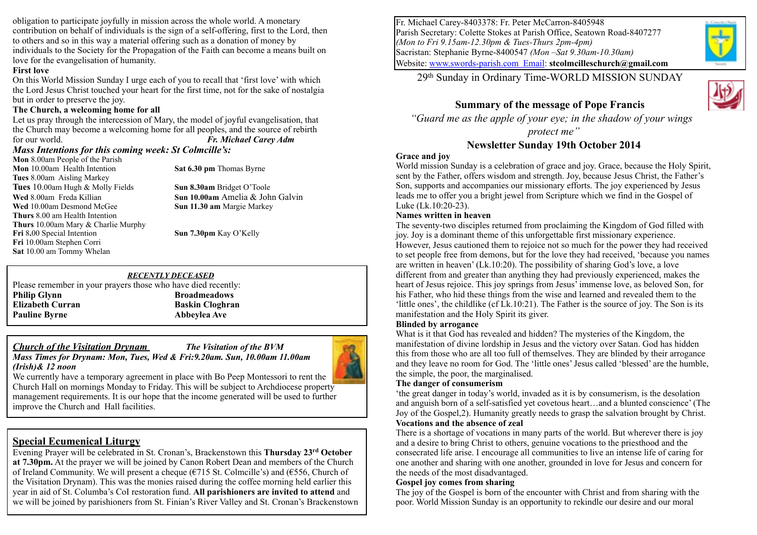obligation to participate joyfully in mission across the whole world. A monetary contribution on behalf of individuals is the sign of a self-offering, first to the Lord, then to others and so in this way a material offering such as a donation of money by individuals to the Society for the Propagation of the Faith can become a means built on love for the evangelisation of humanity.

**First love**

On this World Mission Sunday I urge each of you to recall that 'first love' with which the Lord Jesus Christ touched your heart for the first time, not for the sake of nostalgia but in order to preserve the joy.

**The Church, a welcoming home for all**

Let us pray through the intercession of Mary, the model of joyful evangelisation, that the Church may become a welcoming home for all peoples, and the source of rebirth for our world. ***Fr. Michael Carey Adm***

### *Mass Intentions for this coming week: St Colmcille's:*

**Mon** 8.00am People of the Parish
**Mon** 10.00am Health Intention
**Tues** 8.00am Aisling Markey
**Tues** 10.00am Hugh & Molly Fields
**Wed** 8.00am Freda Killian
**Wed** 10.00am Desmond McGee
**Thurs** 8.00 am Health Intention
**Thurs** 10.00am Mary & Charlie Murphy
**Fri** 8.00 Special Intention
**Fri** 10.00am Stephen Corri
**Sat** 10.00 am Tommy Whelan

**Sat 6.30 pm** Thomas Byrne
**Sun 8.30am** Bridget O'Toole
**Sun 10.00am** Amelia & John Galvin
**Sun 11.30 am** Margie Markey
**Sun 7.30pm** Kay O'Kelly

***RECENTLY DECEASED***

Please remember in your prayers those who have died recently:

| | |
|---|---|
| **Philip Glynn** | **Broadmeadows** |
| **Elizabeth Curran** | **Baskin Cloghran** |
| **Pauline Byrne** | **Abbeylea Ave** |

***Church of the Visitation Drynam*** ***The Visitation of the BVM***

***Mass Times for Drynam: Mon, Tues, Wed & Fri:9.20am. Sun, 10.00am 11.00am (Irish)& 12 noon***

We currently have a temporary agreement in place with Bo Peep Montessori to rent the Church Hall on mornings Monday to Friday. This will be subject to Archdiocese property management requirements. It is our hope that the income generated will be used to further improve the Church and Hall facilities.

## Special Ecumenical Liturgy

Evening Prayer will be celebrated in St. Cronan's, Brackenstown this **Thursday 23rd October at 7.30pm.** At the prayer we will be joined by Canon Robert Dean and members of the Church of Ireland Community. We will present a cheque (€715 St. Colmcille's) and (€556, Church of the Visitation Drynam). This was the monies raised during the coffee morning held earlier this year in aid of St. Columba's CoI restoration fund. **All parishioners are invited to attend** and we will be joined by parishioners from St. Finian's River Valley and St. Cronan's Brackenstown

Fr. Michael Carey-8403378: Fr. Peter McCarron-8405948
Parish Secretary: Colette Stokes at Parish Office, Seatown Road-8407277
*(Mon to Fri 9.15am-12.30pm & Tues-Thurs 2pm-4pm)*
Sacristan: Stephanie Byrne-8400547 *(Mon –Sat 9.30am-10.30am)*
Website: www.swords-parish.com Email: **stcolmcilleschurch@gmail.com**

29th Sunday in Ordinary Time-WORLD MISSION SUNDAY

## Summary of the message of Pope Francis

*"Guard me as the apple of your eye; in the shadow of your wings protect me"*

## Newsletter Sunday 19th October 2014

**Grace and joy**

World mission Sunday is a celebration of grace and joy. Grace, because the Holy Spirit, sent by the Father, offers wisdom and strength. Joy, because Jesus Christ, the Father's Son, supports and accompanies our missionary efforts. The joy experienced by Jesus leads me to offer you a bright jewel from Scripture which we find in the Gospel of Luke (Lk.10:20-23).

**Names written in heaven**

The seventy-two disciples returned from proclaiming the Kingdom of God filled with joy. Joy is a dominant theme of this unforgettable first missionary experience. However, Jesus cautioned them to rejoice not so much for the power they had received to set people free from demons, but for the love they had received, 'because you names are written in heaven' (Lk.10:20). The possibility of sharing God's love, a love different from and greater than anything they had previously experienced, makes the heart of Jesus rejoice. This joy springs from Jesus' immense love, as beloved Son, for his Father, who hid these things from the wise and learned and revealed them to the 'little ones', the childlike (cf Lk.10:21). The Father is the source of joy. The Son is its manifestation and the Holy Spirit its giver.

**Blinded by arrogance**

What is it that God has revealed and hidden? The mysteries of the Kingdom, the manifestation of divine lordship in Jesus and the victory over Satan. God has hidden this from those who are all too full of themselves. They are blinded by their arrogance and they leave no room for God. The 'little ones' Jesus called 'blessed' are the humble, the simple, the poor, the marginalised.

**The danger of consumerism**

'the great danger in today's world, invaded as it is by consumerism, is the desolation and anguish born of a self-satisfied yet covetous heart…and a blunted conscience' (The Joy of the Gospel,2). Humanity greatly needs to grasp the salvation brought by Christ.

**Vocations and the absence of zeal**

There is a shortage of vocations in many parts of the world. But wherever there is joy and a desire to bring Christ to others, genuine vocations to the priesthood and the consecrated life arise. I encourage all communities to live an intense life of caring for one another and sharing with one another, grounded in love for Jesus and concern for the needs of the most disadvantaged.

**Gospel joy comes from sharing**

The joy of the Gospel is born of the encounter with Christ and from sharing with the poor. World Mission Sunday is an opportunity to rekindle our desire and our moral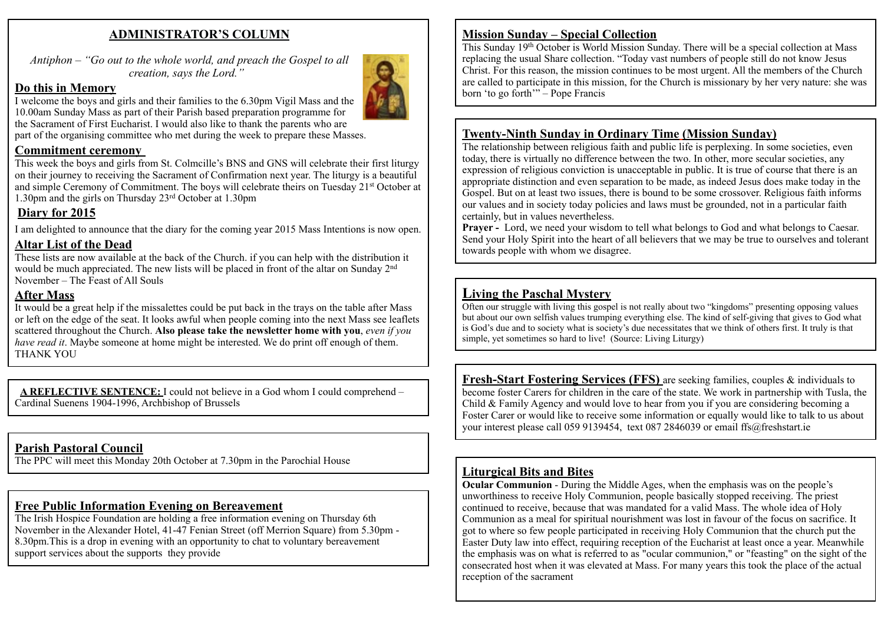## ADMINISTRATOR'S COLUMN

*Antiphon – "Go out to the whole world, and preach the Gospel to all creation, says the Lord."*

### Do this in Memory

I welcome the boys and girls and their families to the 6.30pm Vigil Mass and the 10.00am Sunday Mass as part of their Parish based preparation programme for the Sacrament of First Eucharist. I would also like to thank the parents who are part of the organising committee who met during the week to prepare these Masses.

### Commitment ceremony

This week the boys and girls from St. Colmcille's BNS and GNS will celebrate their first liturgy on their journey to receiving the Sacrament of Confirmation next year. The liturgy is a beautiful and simple Ceremony of Commitment. The boys will celebrate theirs on Tuesday 21st October at 1.30pm and the girls on Thursday 23rd October at 1.30pm

### Diary for 2015

I am delighted to announce that the diary for the coming year 2015 Mass Intentions is now open.

### Altar List of the Dead

These lists are now available at the back of the Church. if you can help with the distribution it would be much appreciated. The new lists will be placed in front of the altar on Sunday 2nd November – The Feast of All Souls

### After Mass

It would be a great help if the missalettes could be put back in the trays on the table after Mass or left on the edge of the seat. It looks awful when people coming into the next Mass see leaflets scattered throughout the Church. **Also please take the newsletter home with you**, *even if you have read it*. Maybe someone at home might be interested. We do print off enough of them. THANK YOU

**A REFLECTIVE SENTENCE:** I could not believe in a God whom I could comprehend – Cardinal Suenens 1904-1996, Archbishop of Brussels

### Parish Pastoral Council

The PPC will meet this Monday 20th October at 7.30pm in the Parochial House

### Free Public Information Evening on Bereavement

The Irish Hospice Foundation are holding a free information evening on Thursday 6th November in the Alexander Hotel, 41-47 Fenian Street (off Merrion Square) from 5.30pm - 8.30pm.This is a drop in evening with an opportunity to chat to voluntary bereavement support services about the supports they provide

### Mission Sunday – Special Collection

This Sunday 19th October is World Mission Sunday. There will be a special collection at Mass replacing the usual Share collection. "Today vast numbers of people still do not know Jesus Christ. For this reason, the mission continues to be most urgent. All the members of the Church are called to participate in this mission, for the Church is missionary by her very nature: she was born 'to go forth'" – Pope Francis

### Twenty-Ninth Sunday in Ordinary Time (Mission Sunday)

The relationship between religious faith and public life is perplexing. In some societies, even today, there is virtually no difference between the two. In other, more secular societies, any expression of religious conviction is unacceptable in public. It is true of course that there is an appropriate distinction and even separation to be made, as indeed Jesus does make today in the Gospel. But on at least two issues, there is bound to be some crossover. Religious faith informs our values and in society today policies and laws must be grounded, not in a particular faith certainly, but in values nevertheless.

**Prayer -** Lord, we need your wisdom to tell what belongs to God and what belongs to Caesar. Send your Holy Spirit into the heart of all believers that we may be true to ourselves and tolerant towards people with whom we disagree.

### Living the Paschal Mystery

Often our struggle with living this gospel is not really about two "kingdoms" presenting opposing values but about our own selfish values trumping everything else. The kind of self-giving that gives to God what is God's due and to society what is society's due necessitates that we think of others first. It truly is that simple, yet sometimes so hard to live! (Source: Living Liturgy)

**Fresh-Start Fostering Services (FFS)** are seeking families, couples & individuals to become foster Carers for children in the care of the state. We work in partnership with Tusla, the Child & Family Agency and would love to hear from you if you are considering becoming a Foster Carer or would like to receive some information or equally would like to talk to us about your interest please call 059 9139454, text 087 2846039 or email ffs@freshstart.ie

### Liturgical Bits and Bites

**Ocular Communion** - During the Middle Ages, when the emphasis was on the people's unworthiness to receive Holy Communion, people basically stopped receiving. The priest continued to receive, because that was mandated for a valid Mass. The whole idea of Holy Communion as a meal for spiritual nourishment was lost in favour of the focus on sacrifice. It got to where so few people participated in receiving Holy Communion that the church put the Easter Duty law into effect, requiring reception of the Eucharist at least once a year. Meanwhile the emphasis was on what is referred to as "ocular communion," or "feasting" on the sight of the consecrated host when it was elevated at Mass. For many years this took the place of the actual reception of the sacrament